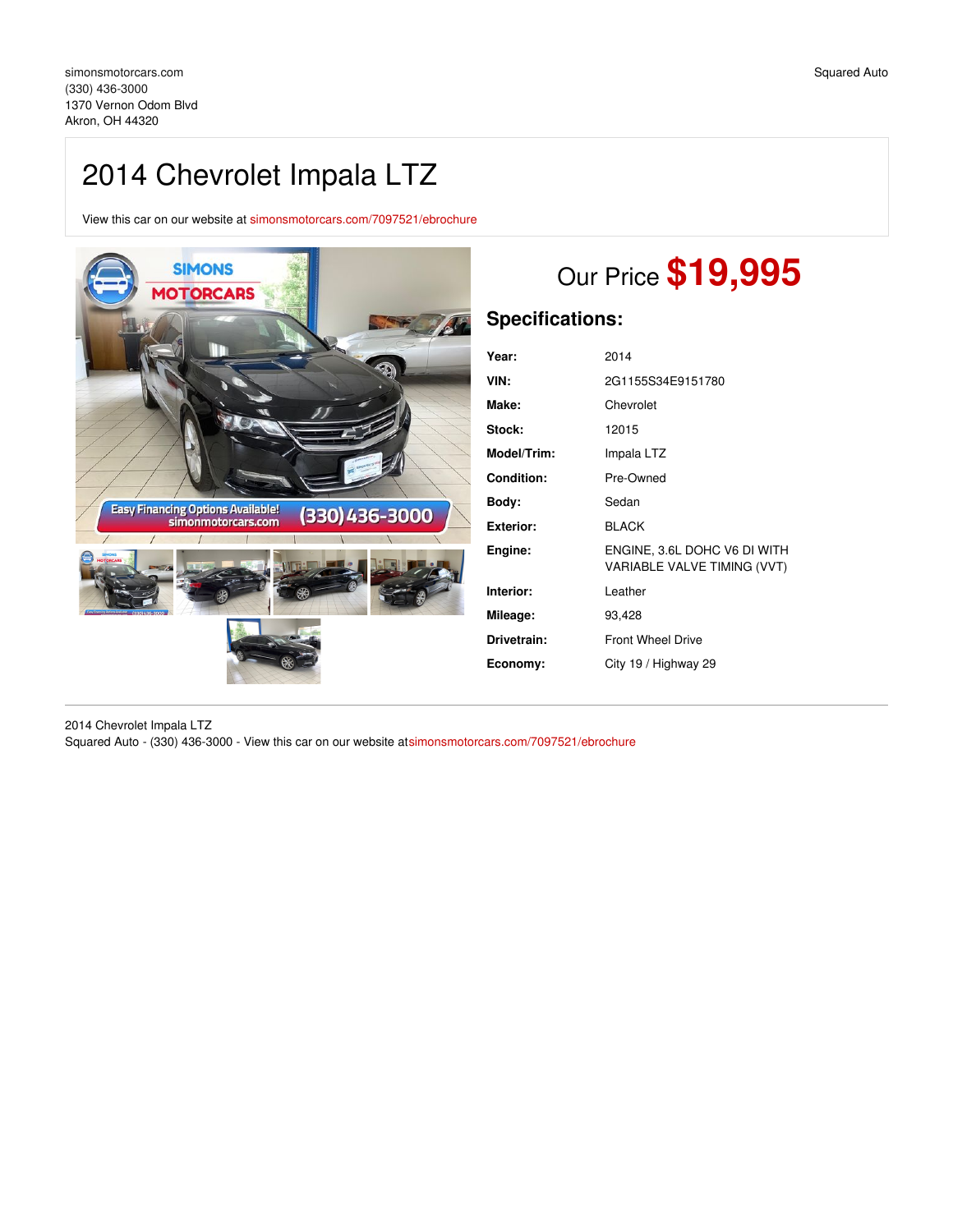simonsmotorcars.com
(330) 436-3000
1370 Vernon Odom Blvd
Akron, OH 44320

Squared Auto

# 2014 Chevrolet Impala LTZ

View this car on our website at simonsmotorcars.com/7097521/ebrochure

## Our Price **$19,995**

## Specifications:

| | |
|---|---|
| **Year:** | 2014 |
| **VIN:** | 2G1155S34E9151780 |
| **Make:** | Chevrolet |
| **Stock:** | 12015 |
| **Model/Trim:** | Impala LTZ |
| **Condition:** | Pre-Owned |
| **Body:** | Sedan |
| **Exterior:** | BLACK |
| **Engine:** | ENGINE, 3.6L DOHC V6 DI WITH VARIABLE VALVE TIMING (VVT) |
| **Interior:** | Leather |
| **Mileage:** | 93,428 |
| **Drivetrain:** | Front Wheel Drive |
| **Economy:** | City 19 / Highway 29 |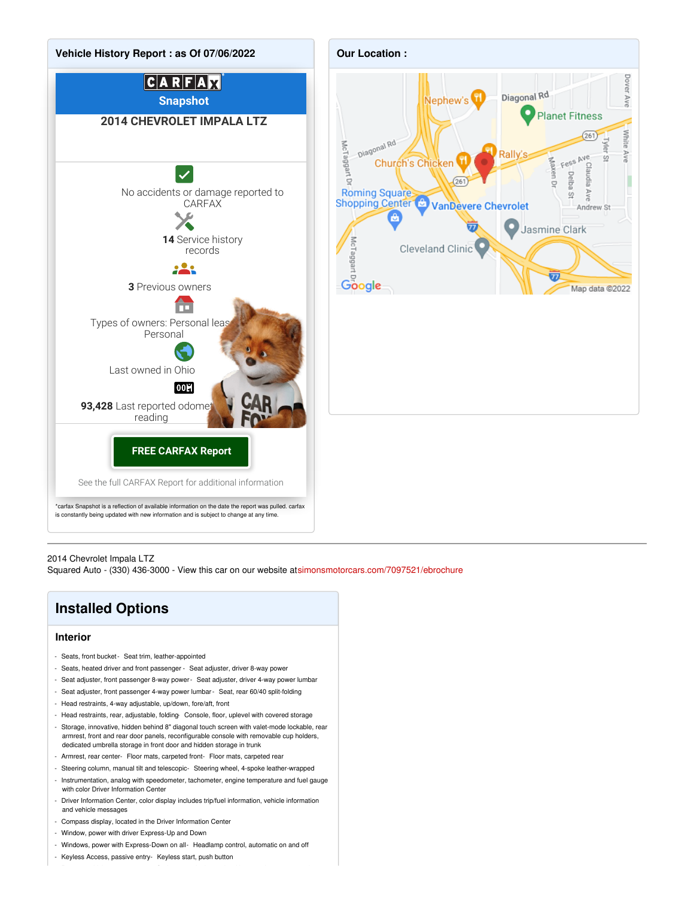## Vehicle History Report : as Of 07/06/2022

**CARFAX Snapshot**

**2014 CHEVROLET IMPALA LTZ**

No accidents or damage reported to CARFAX

**14** Service history records

**3** Previous owners

Types of owners: Personal lease, Personal

Last owned in Ohio

**93,428** Last reported odometer reading

**FREE CARFAX Report**

See the full CARFAX Report for additional information

*carfax Snapshot is a reflection of available information on the date the report was pulled. carfax is constantly being updated with new information and is subject to change at any time.

## Our Location :

---

2014 Chevrolet Impala LTZ
Squared Auto - (330) 436-3000 - View this car on our website at simonsmotorcars.com/7097521/ebrochure

## Installed Options

### Interior

- Seats, front bucket
- Seat trim, leather-appointed
- Seats, heated driver and front passenger
- Seat adjuster, driver 8-way power
- Seat adjuster, front passenger 8-way power
- Seat adjuster, driver 4-way power lumbar
- Seat adjuster, front passenger 4-way power lumbar
- Seat, rear 60/40 split-folding
- Head restraints, 4-way adjustable, up/down, fore/aft, front
- Head restraints, rear, adjustable, folding
- Console, floor, uplevel with covered storage
- Storage, innovative, hidden behind 8" diagonal touch screen with valet-mode lockable, rear armrest, front and rear door panels, reconfigurable console with removable cup holders, dedicated umbrella storage in front door and hidden storage in trunk
- Armrest, rear center
- Floor mats, carpeted front
- Floor mats, carpeted rear
- Steering column, manual tilt and telescopic
- Steering wheel, 4-spoke leather-wrapped
- Instrumentation, analog with speedometer, tachometer, engine temperature and fuel gauge with color Driver Information Center
- Driver Information Center, color display includes trip/fuel information, vehicle information and vehicle messages
- Compass display, located in the Driver Information Center
- Window, power with driver Express-Up and Down
- Windows, power with Express-Down on all
- Headlamp control, automatic on and off
- Keyless Access, passive entry
- Keyless start, push button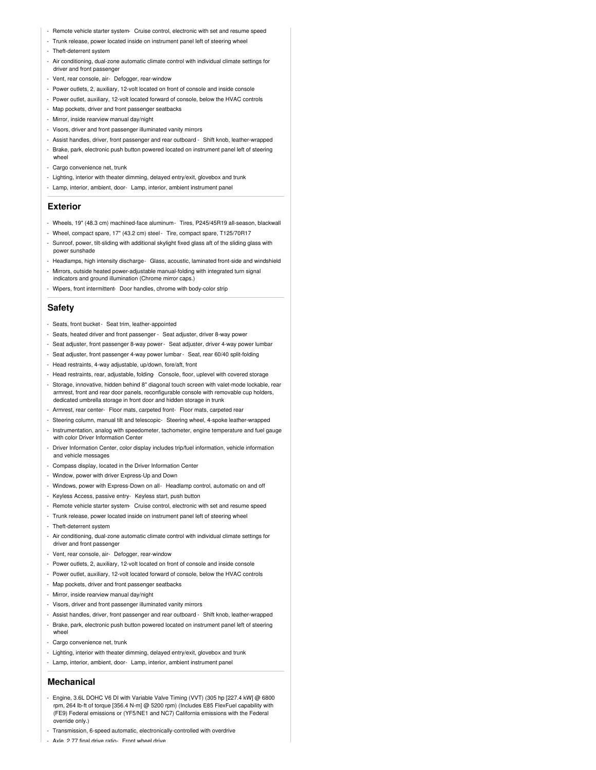- Remote vehicle starter system- Cruise control, electronic with set and resume speed
- Trunk release, power located inside on instrument panel left of steering wheel
- Theft-deterrent system
- Air conditioning, dual-zone automatic climate control with individual climate settings for driver and front passenger
- Vent, rear console, air- Defogger, rear-window
- Power outlets, 2, auxiliary, 12-volt located on front of console and inside console
- Power outlet, auxiliary, 12-volt located forward of console, below the HVAC controls
- Map pockets, driver and front passenger seatbacks
- Mirror, inside rearview manual day/night
- Visors, driver and front passenger illuminated vanity mirrors
- Assist handles, driver, front passenger and rear outboard - Shift knob, leather-wrapped
- Brake, park, electronic push button powered located on instrument panel left of steering wheel
- Cargo convenience net, trunk
- Lighting, interior with theater dimming, delayed entry/exit, glovebox and trunk
- Lamp, interior, ambient, door- Lamp, interior, ambient instrument panel

## Exterior

- Wheels, 19" (48.3 cm) machined-face aluminum- Tires, P245/45R19 all-season, blackwall
- Wheel, compact spare, 17" (43.2 cm) steel - Tire, compact spare, T125/70R17
- Sunroof, power, tilt-sliding with additional skylight fixed glass aft of the sliding glass with power sunshade
- Headlamps, high intensity discharge- Glass, acoustic, laminated front-side and windshield
- Mirrors, outside heated power-adjustable manual-folding with integrated turn signal indicators and ground illumination (Chrome mirror caps.)
- Wipers, front intermittent- Door handles, chrome with body-color strip

## Safety

- Seats, front bucket - Seat trim, leather-appointed
- Seats, heated driver and front passenger - Seat adjuster, driver 8-way power
- Seat adjuster, front passenger 8-way power - Seat adjuster, driver 4-way power lumbar
- Seat adjuster, front passenger 4-way power lumbar - Seat, rear 60/40 split-folding
- Head restraints, 4-way adjustable, up/down, fore/aft, front
- Head restraints, rear, adjustable, folding- Console, floor, uplevel with covered storage
- Storage, innovative, hidden behind 8" diagonal touch screen with valet-mode lockable, rear armrest, front and rear door panels, reconfigurable console with removable cup holders, dedicated umbrella storage in front door and hidden storage in trunk
- Armrest, rear center- Floor mats, carpeted front- Floor mats, carpeted rear
- Steering column, manual tilt and telescopic- Steering wheel, 4-spoke leather-wrapped
- Instrumentation, analog with speedometer, tachometer, engine temperature and fuel gauge with color Driver Information Center
- Driver Information Center, color display includes trip/fuel information, vehicle information and vehicle messages
- Compass display, located in the Driver Information Center
- Window, power with driver Express-Up and Down
- Windows, power with Express-Down on all- Headlamp control, automatic on and off
- Keyless Access, passive entry- Keyless start, push button
- Remote vehicle starter system- Cruise control, electronic with set and resume speed
- Trunk release, power located inside on instrument panel left of steering wheel
- Theft-deterrent system
- Air conditioning, dual-zone automatic climate control with individual climate settings for driver and front passenger
- Vent, rear console, air- Defogger, rear-window
- Power outlets, 2, auxiliary, 12-volt located on front of console and inside console
- Power outlet, auxiliary, 12-volt located forward of console, below the HVAC controls
- Map pockets, driver and front passenger seatbacks
- Mirror, inside rearview manual day/night
- Visors, driver and front passenger illuminated vanity mirrors
- Assist handles, driver, front passenger and rear outboard - Shift knob, leather-wrapped
- Brake, park, electronic push button powered located on instrument panel left of steering wheel
- Cargo convenience net, trunk
- Lighting, interior with theater dimming, delayed entry/exit, glovebox and trunk
- Lamp, interior, ambient, door- Lamp, interior, ambient instrument panel

## Mechanical

- Engine, 3.6L DOHC V6 DI with Variable Valve Timing (VVT) (305 hp [227.4 kW] @ 6800 rpm, 264 lb-ft of torque [356.4 N-m] @ 5200 rpm) (Includes E85 FlexFuel capability with (FE9) Federal emissions or (YF5/NE1 and NC7) California emissions with the Federal override only.)
- Transmission, 6-speed automatic, electronically-controlled with overdrive
- Axle, 2.77 final drive ratio- Front wheel drive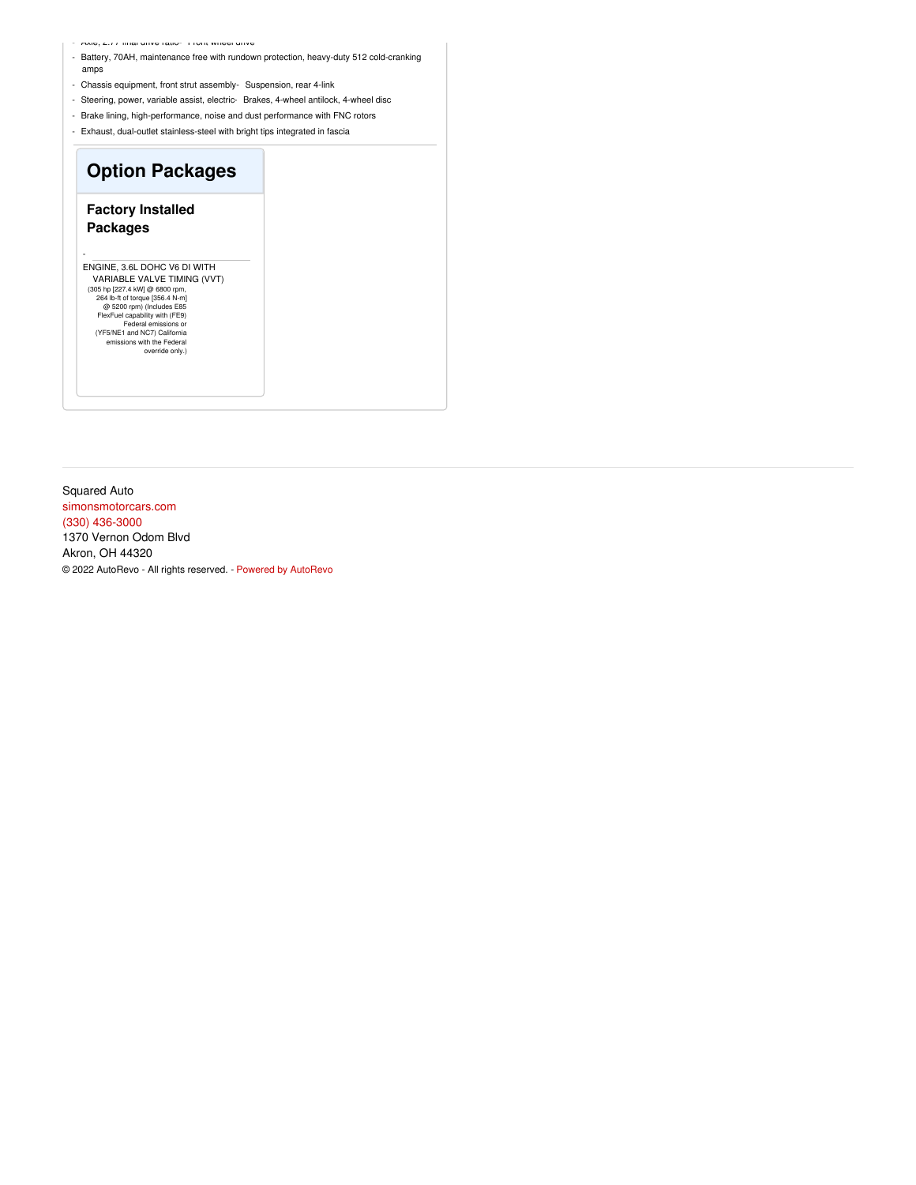- Axle, 2.77 final drive ratio- Front wheel drive
- Battery, 70AH, maintenance free with rundown protection, heavy-duty 512 cold-cranking amps
- Chassis equipment, front strut assembly- Suspension, rear 4-link
- Steering, power, variable assist, electric- Brakes, 4-wheel antilock, 4-wheel disc
- Brake lining, high-performance, noise and dust performance with FNC rotors
- Exhaust, dual-outlet stainless-steel with bright tips integrated in fascia

## Option Packages

### Factory Installed Packages

- ENGINE, 3.6L DOHC V6 DI WITH VARIABLE VALVE TIMING (VVT)
  (305 hp [227.4 kW] @ 6800 rpm, 264 lb-ft of torque [356.4 N-m] @ 5200 rpm) (Includes E85 FlexFuel capability with (FE9) Federal emissions or (YF5/NE1 and NC7) California emissions with the Federal override only.)

Squared Auto
simonsmotorcars.com
(330) 436-3000
1370 Vernon Odom Blvd
Akron, OH 44320
© 2022 AutoRevo - All rights reserved. - Powered by AutoRevo